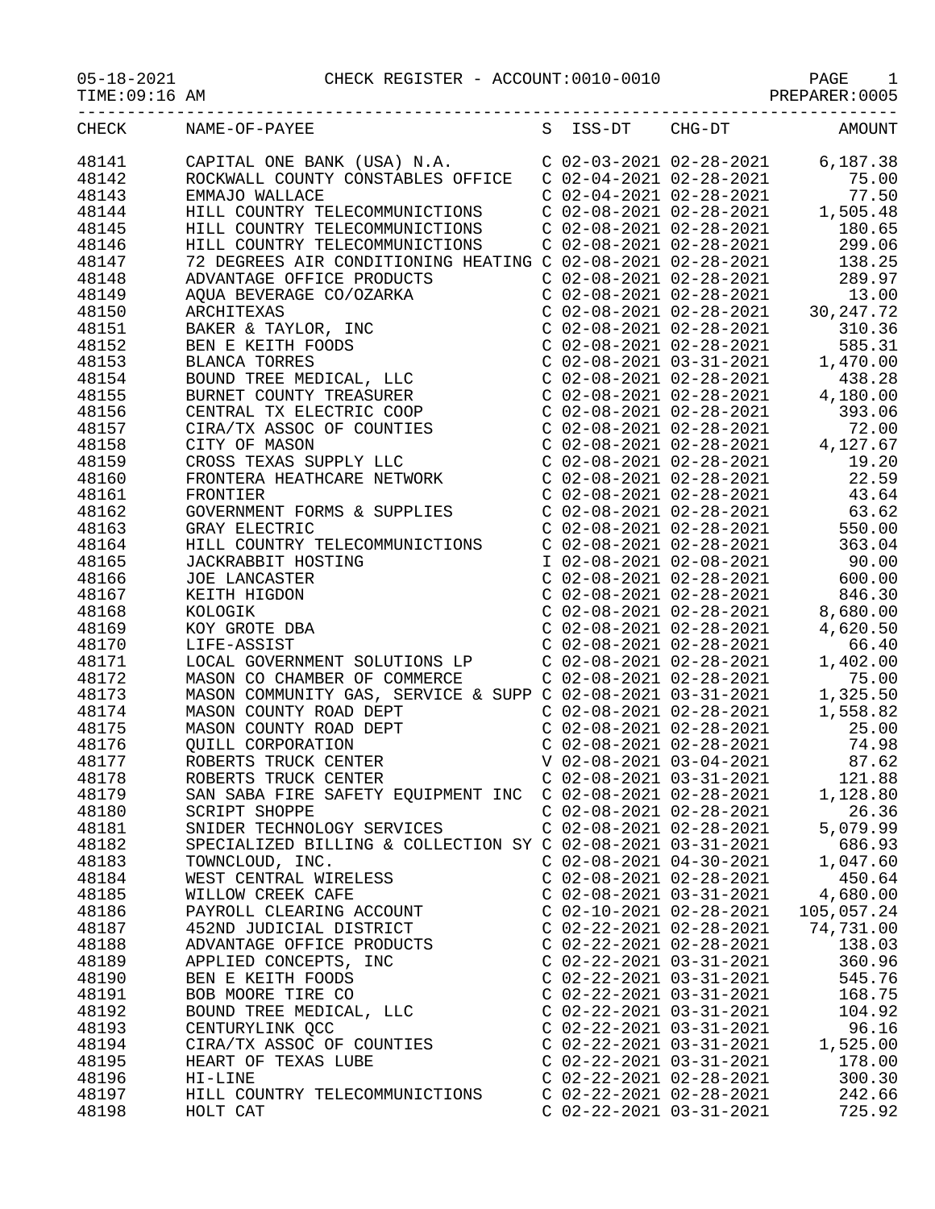05-18-2021 CHECK REGISTER - ACCOUNT:0010-0010

TIME:09:16 AM PREPARER:0005

| CHECK | NAME-OF-PAYEE | S | ISS-DT | CHG-DT | AMOUNT |
|---|---|---|---|---|---|
| 48141 | CAPITAL ONE BANK (USA) N.A. | C | 02-03-2021 | 02-28-2021 | 6,187.38 |
| 48142 | ROCKWALL COUNTY CONSTABLES OFFICE | C | 02-04-2021 | 02-28-2021 | 75.00 |
| 48143 | EMMAJO WALLACE | C | 02-04-2021 | 02-28-2021 | 77.50 |
| 48144 | HILL COUNTRY TELECOMMUNICTIONS | C | 02-08-2021 | 02-28-2021 | 1,505.48 |
| 48145 | HILL COUNTRY TELECOMMUNICTIONS | C | 02-08-2021 | 02-28-2021 | 180.65 |
| 48146 | HILL COUNTRY TELECOMMUNICTIONS | C | 02-08-2021 | 02-28-2021 | 299.06 |
| 48147 | 72 DEGREES AIR CONDITIONING HEATING | C | 02-08-2021 | 02-28-2021 | 138.25 |
| 48148 | ADVANTAGE OFFICE PRODUCTS | C | 02-08-2021 | 02-28-2021 | 289.97 |
| 48149 | AQUA BEVERAGE CO/OZARKA | C | 02-08-2021 | 02-28-2021 | 13.00 |
| 48150 | ARCHITEXAS | C | 02-08-2021 | 02-28-2021 | 30,247.72 |
| 48151 | BAKER & TAYLOR, INC | C | 02-08-2021 | 02-28-2021 | 310.36 |
| 48152 | BEN E KEITH FOODS | C | 02-08-2021 | 02-28-2021 | 585.31 |
| 48153 | BLANCA TORRES | C | 02-08-2021 | 03-31-2021 | 1,470.00 |
| 48154 | BOUND TREE MEDICAL, LLC | C | 02-08-2021 | 02-28-2021 | 438.28 |
| 48155 | BURNET COUNTY TREASURER | C | 02-08-2021 | 02-28-2021 | 4,180.00 |
| 48156 | CENTRAL TX ELECTRIC COOP | C | 02-08-2021 | 02-28-2021 | 393.06 |
| 48157 | CIRA/TX ASSOC OF COUNTIES | C | 02-08-2021 | 02-28-2021 | 72.00 |
| 48158 | CITY OF MASON | C | 02-08-2021 | 02-28-2021 | 4,127.67 |
| 48159 | CROSS TEXAS SUPPLY LLC | C | 02-08-2021 | 02-28-2021 | 19.20 |
| 48160 | FRONTERA HEATHCARE NETWORK | C | 02-08-2021 | 02-28-2021 | 22.59 |
| 48161 | FRONTIER | C | 02-08-2021 | 02-28-2021 | 43.64 |
| 48162 | GOVERNMENT FORMS & SUPPLIES | C | 02-08-2021 | 02-28-2021 | 63.62 |
| 48163 | GRAY ELECTRIC | C | 02-08-2021 | 02-28-2021 | 550.00 |
| 48164 | HILL COUNTRY TELECOMMUNICTIONS | C | 02-08-2021 | 02-28-2021 | 363.04 |
| 48165 | JACKRABBIT HOSTING | I | 02-08-2021 | 02-08-2021 | 90.00 |
| 48166 | JOE LANCASTER | C | 02-08-2021 | 02-28-2021 | 600.00 |
| 48167 | KEITH HIGDON | C | 02-08-2021 | 02-28-2021 | 846.30 |
| 48168 | KOLOGIK | C | 02-08-2021 | 02-28-2021 | 8,680.00 |
| 48169 | KOY GROTE DBA | C | 02-08-2021 | 02-28-2021 | 4,620.50 |
| 48170 | LIFE-ASSIST | C | 02-08-2021 | 02-28-2021 | 66.40 |
| 48171 | LOCAL GOVERNMENT SOLUTIONS LP | C | 02-08-2021 | 02-28-2021 | 1,402.00 |
| 48172 | MASON CO CHAMBER OF COMMERCE | C | 02-08-2021 | 02-28-2021 | 75.00 |
| 48173 | MASON COMMUNITY GAS, SERVICE & SUPP | C | 02-08-2021 | 03-31-2021 | 1,325.50 |
| 48174 | MASON COUNTY ROAD DEPT | C | 02-08-2021 | 02-28-2021 | 1,558.82 |
| 48175 | MASON COUNTY ROAD DEPT | C | 02-08-2021 | 02-28-2021 | 25.00 |
| 48176 | QUILL CORPORATION | C | 02-08-2021 | 02-28-2021 | 74.98 |
| 48177 | ROBERTS TRUCK CENTER | V | 02-08-2021 | 03-04-2021 | 87.62 |
| 48178 | ROBERTS TRUCK CENTER | C | 02-08-2021 | 03-31-2021 | 121.88 |
| 48179 | SAN SABA FIRE SAFETY EQUIPMENT INC | C | 02-08-2021 | 02-28-2021 | 1,128.80 |
| 48180 | SCRIPT SHOPPE | C | 02-08-2021 | 02-28-2021 | 26.36 |
| 48181 | SNIDER TECHNOLOGY SERVICES | C | 02-08-2021 | 02-28-2021 | 5,079.99 |
| 48182 | SPECIALIZED BILLING & COLLECTION SY | C | 02-08-2021 | 03-31-2021 | 686.93 |
| 48183 | TOWNCLOUD, INC. | C | 02-08-2021 | 04-30-2021 | 1,047.60 |
| 48184 | WEST CENTRAL WIRELESS | C | 02-08-2021 | 02-28-2021 | 450.64 |
| 48185 | WILLOW CREEK CAFE | C | 02-08-2021 | 03-31-2021 | 4,680.00 |
| 48186 | PAYROLL CLEARING ACCOUNT | C | 02-10-2021 | 02-28-2021 | 105,057.24 |
| 48187 | 452ND JUDICIAL DISTRICT | C | 02-22-2021 | 02-28-2021 | 74,731.00 |
| 48188 | ADVANTAGE OFFICE PRODUCTS | C | 02-22-2021 | 02-28-2021 | 138.03 |
| 48189 | APPLIED CONCEPTS, INC | C | 02-22-2021 | 03-31-2021 | 360.96 |
| 48190 | BEN E KEITH FOODS | C | 02-22-2021 | 03-31-2021 | 545.76 |
| 48191 | BOB MOORE TIRE CO | C | 02-22-2021 | 03-31-2021 | 168.75 |
| 48192 | BOUND TREE MEDICAL, LLC | C | 02-22-2021 | 03-31-2021 | 104.92 |
| 48193 | CENTURYLINK QCC | C | 02-22-2021 | 03-31-2021 | 96.16 |
| 48194 | CIRA/TX ASSOC OF COUNTIES | C | 02-22-2021 | 03-31-2021 | 1,525.00 |
| 48195 | HEART OF TEXAS LUBE | C | 02-22-2021 | 03-31-2021 | 178.00 |
| 48196 | HI-LINE | C | 02-22-2021 | 02-28-2021 | 300.30 |
| 48197 | HILL COUNTRY TELECOMMUNICTIONS | C | 02-22-2021 | 02-28-2021 | 242.66 |
| 48198 | HOLT CAT | C | 02-22-2021 | 03-31-2021 | 725.92 |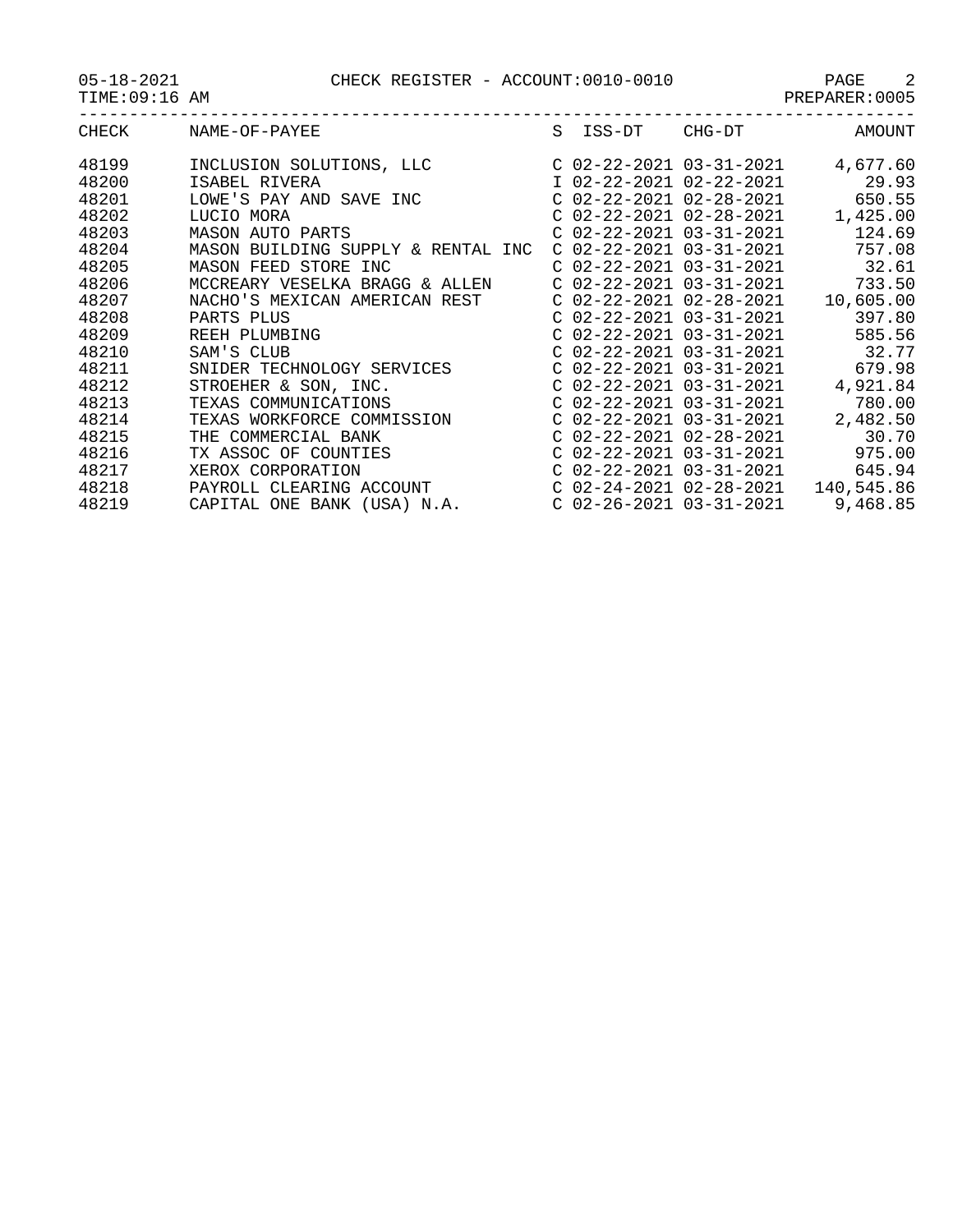05-18-2021 CHECK REGISTER - ACCOUNT:0010-0010
TIME:09:16 AM PREPARER:0005

| CHECK | NAME-OF-PAYEE | S | ISS-DT | CHG-DT | AMOUNT |
|---|---|---|---|---|---|
| 48199 | INCLUSION SOLUTIONS, LLC | C | 02-22-2021 | 03-31-2021 | 4,677.60 |
| 48200 | ISABEL RIVERA | I | 02-22-2021 | 02-22-2021 | 29.93 |
| 48201 | LOWE'S PAY AND SAVE INC | C | 02-22-2021 | 02-28-2021 | 650.55 |
| 48202 | LUCIO MORA | C | 02-22-2021 | 02-28-2021 | 1,425.00 |
| 48203 | MASON AUTO PARTS | C | 02-22-2021 | 03-31-2021 | 124.69 |
| 48204 | MASON BUILDING SUPPLY & RENTAL INC | C | 02-22-2021 | 03-31-2021 | 757.08 |
| 48205 | MASON FEED STORE INC | C | 02-22-2021 | 03-31-2021 | 32.61 |
| 48206 | MCCREARY VESELKA BRAGG & ALLEN | C | 02-22-2021 | 03-31-2021 | 733.50 |
| 48207 | NACHO'S MEXICAN AMERICAN REST | C | 02-22-2021 | 02-28-2021 | 10,605.00 |
| 48208 | PARTS PLUS | C | 02-22-2021 | 03-31-2021 | 397.80 |
| 48209 | REEH PLUMBING | C | 02-22-2021 | 03-31-2021 | 585.56 |
| 48210 | SAM'S CLUB | C | 02-22-2021 | 03-31-2021 | 32.77 |
| 48211 | SNIDER TECHNOLOGY SERVICES | C | 02-22-2021 | 03-31-2021 | 679.98 |
| 48212 | STROEHER & SON, INC. | C | 02-22-2021 | 03-31-2021 | 4,921.84 |
| 48213 | TEXAS COMMUNICATIONS | C | 02-22-2021 | 03-31-2021 | 780.00 |
| 48214 | TEXAS WORKFORCE COMMISSION | C | 02-22-2021 | 03-31-2021 | 2,482.50 |
| 48215 | THE COMMERCIAL BANK | C | 02-22-2021 | 02-28-2021 | 30.70 |
| 48216 | TX ASSOC OF COUNTIES | C | 02-22-2021 | 03-31-2021 | 975.00 |
| 48217 | XEROX CORPORATION | C | 02-22-2021 | 03-31-2021 | 645.94 |
| 48218 | PAYROLL CLEARING ACCOUNT | C | 02-24-2021 | 02-28-2021 | 140,545.86 |
| 48219 | CAPITAL ONE BANK (USA) N.A. | C | 02-26-2021 | 03-31-2021 | 9,468.85 |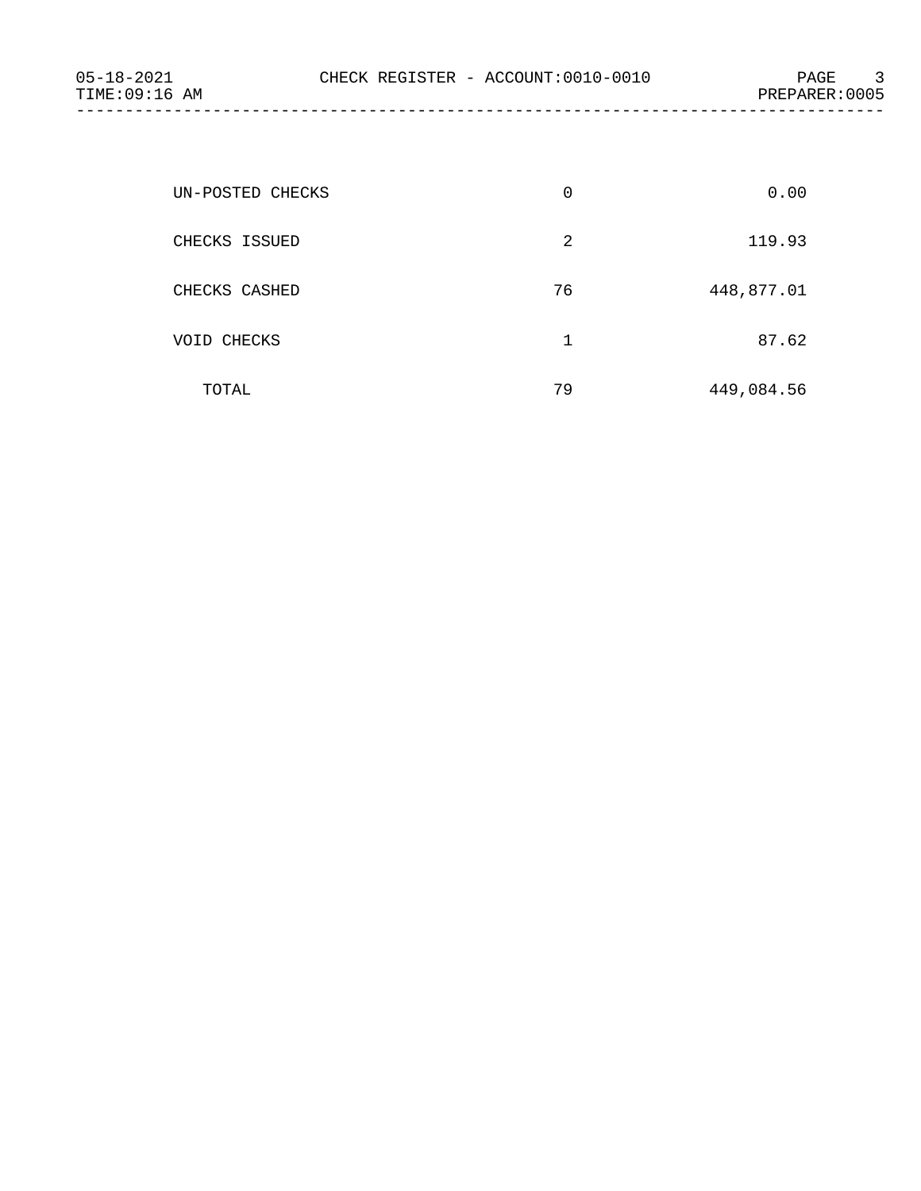| | | |
|---|---|---|
| UN-POSTED CHECKS | 0 | 0.00 |
| CHECKS ISSUED | 2 | 119.93 |
| CHECKS CASHED | 76 | 448,877.01 |
| VOID CHECKS | 1 | 87.62 |
| TOTAL | 79 | 449,084.56 |